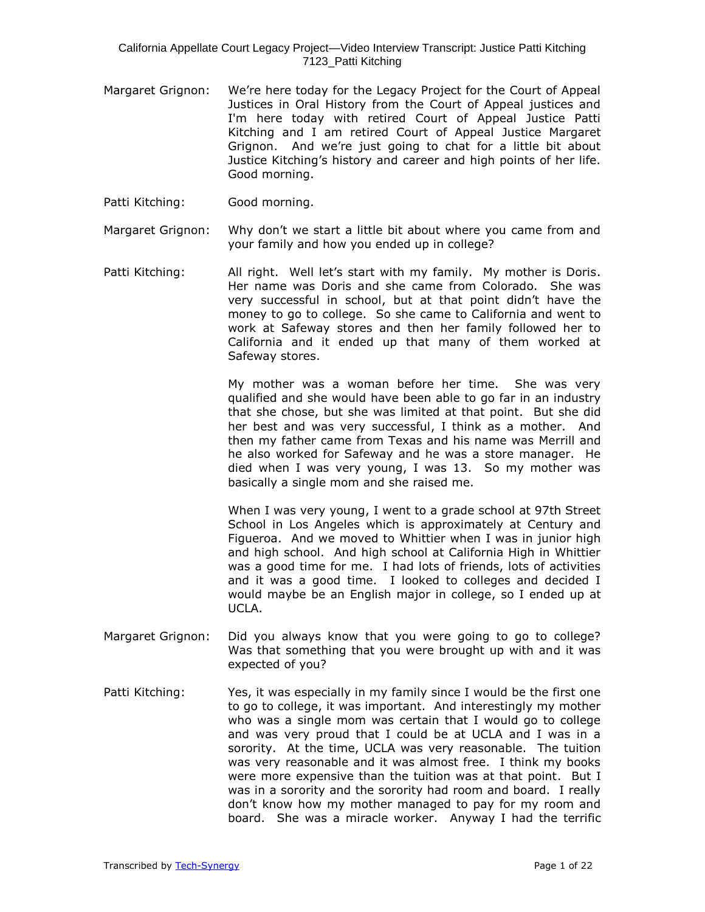Margaret Grignon: We're here today for the Legacy Project for the Court of Appeal Justices in Oral History from the Court of Appeal justices and I'm here today with retired Court of Appeal Justice Patti Kitching and I am retired Court of Appeal Justice Margaret Grignon. And we're just going to chat for a little bit about Justice Kitching's history and career and high points of her life. Good morning.

Patti Kitching: Good morning.

Margaret Grignon: Why don't we start a little bit about where you came from and your family and how you ended up in college?

Patti Kitching: All right. Well let's start with my family. My mother is Doris. Her name was Doris and she came from Colorado. She was very successful in school, but at that point didn't have the money to go to college. So she came to California and went to work at Safeway stores and then her family followed her to California and it ended up that many of them worked at Safeway stores.

My mother was a woman before her time. She was very qualified and she would have been able to go far in an industry that she chose, but she was limited at that point. But she did her best and was very successful, I think as a mother. And then my father came from Texas and his name was Merrill and he also worked for Safeway and he was a store manager. He died when I was very young, I was 13. So my mother was basically a single mom and she raised me.

When I was very young, I went to a grade school at 97th Street School in Los Angeles which is approximately at Century and Figueroa. And we moved to Whittier when I was in junior high and high school. And high school at California High in Whittier was a good time for me. I had lots of friends, lots of activities and it was a good time. I looked to colleges and decided I would maybe be an English major in college, so I ended up at UCLA.

Margaret Grignon: Did you always know that you were going to go to college? Was that something that you were brought up with and it was expected of you?

Patti Kitching: Yes, it was especially in my family since I would be the first one to go to college, it was important. And interestingly my mother who was a single mom was certain that I would go to college and was very proud that I could be at UCLA and I was in a sorority. At the time, UCLA was very reasonable. The tuition was very reasonable and it was almost free. I think my books were more expensive than the tuition was at that point. But I was in a sorority and the sorority had room and board. I really don't know how my mother managed to pay for my room and board. She was a miracle worker. Anyway I had the terrific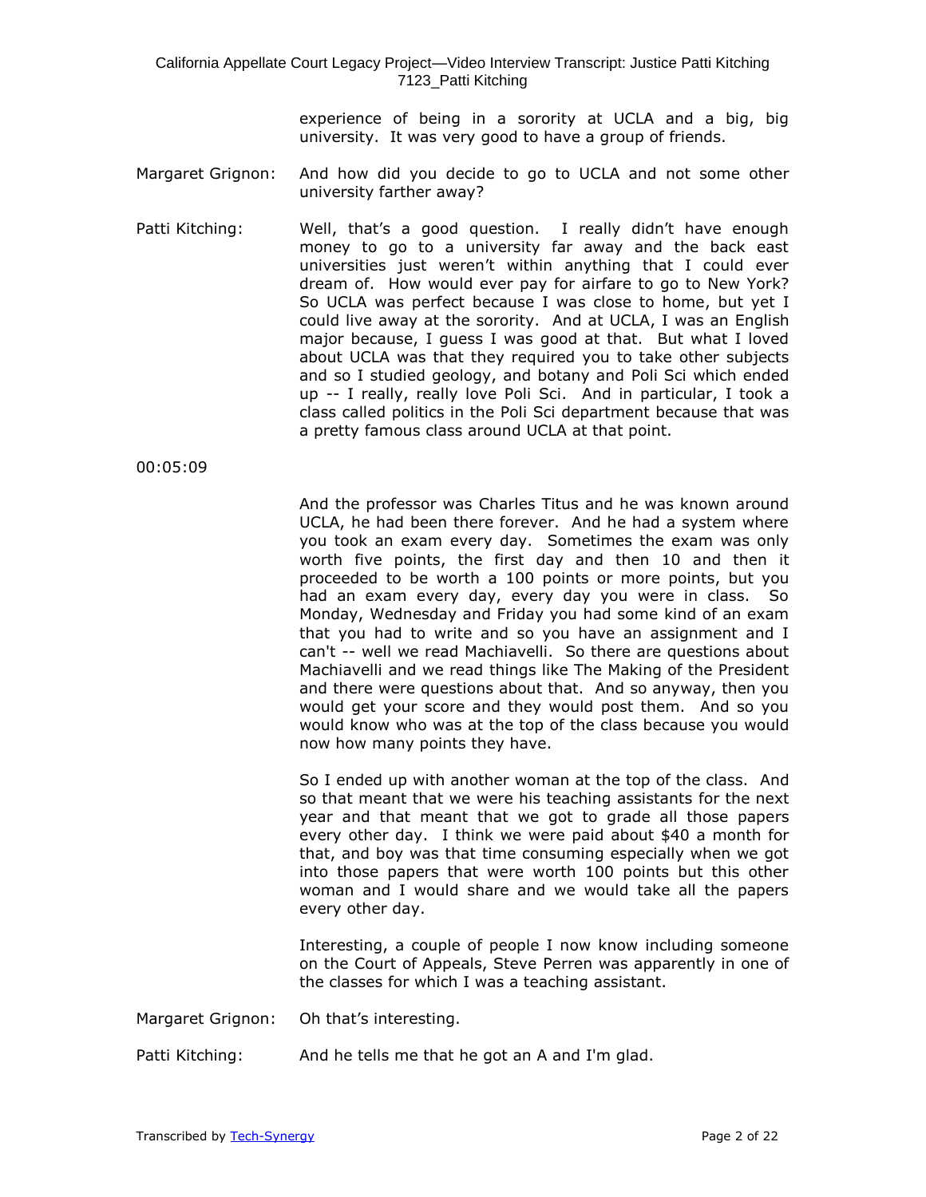experience of being in a sorority at UCLA and a big, big university. It was very good to have a group of friends.

Margaret Grignon: And how did you decide to go to UCLA and not some other university farther away?

Patti Kitching: Well, that's a good question. I really didn't have enough money to go to a university far away and the back east universities just weren't within anything that I could ever dream of. How would ever pay for airfare to go to New York? So UCLA was perfect because I was close to home, but yet I could live away at the sorority. And at UCLA, I was an English major because, I guess I was good at that. But what I loved about UCLA was that they required you to take other subjects and so I studied geology, and botany and Poli Sci which ended up -- I really, really love Poli Sci. And in particular, I took a class called politics in the Poli Sci department because that was a pretty famous class around UCLA at that point.

00:05:09

And the professor was Charles Titus and he was known around UCLA, he had been there forever. And he had a system where you took an exam every day. Sometimes the exam was only worth five points, the first day and then 10 and then it proceeded to be worth a 100 points or more points, but you had an exam every day, every day you were in class. So Monday, Wednesday and Friday you had some kind of an exam that you had to write and so you have an assignment and I can't -- well we read Machiavelli. So there are questions about Machiavelli and we read things like The Making of the President and there were questions about that. And so anyway, then you would get your score and they would post them. And so you would know who was at the top of the class because you would now how many points they have.

So I ended up with another woman at the top of the class. And so that meant that we were his teaching assistants for the next year and that meant that we got to grade all those papers every other day. I think we were paid about $40 a month for that, and boy was that time consuming especially when we got into those papers that were worth 100 points but this other woman and I would share and we would take all the papers every other day.

Interesting, a couple of people I now know including someone on the Court of Appeals, Steve Perren was apparently in one of the classes for which I was a teaching assistant.

Margaret Grignon: Oh that's interesting.

Patti Kitching: And he tells me that he got an A and I'm glad.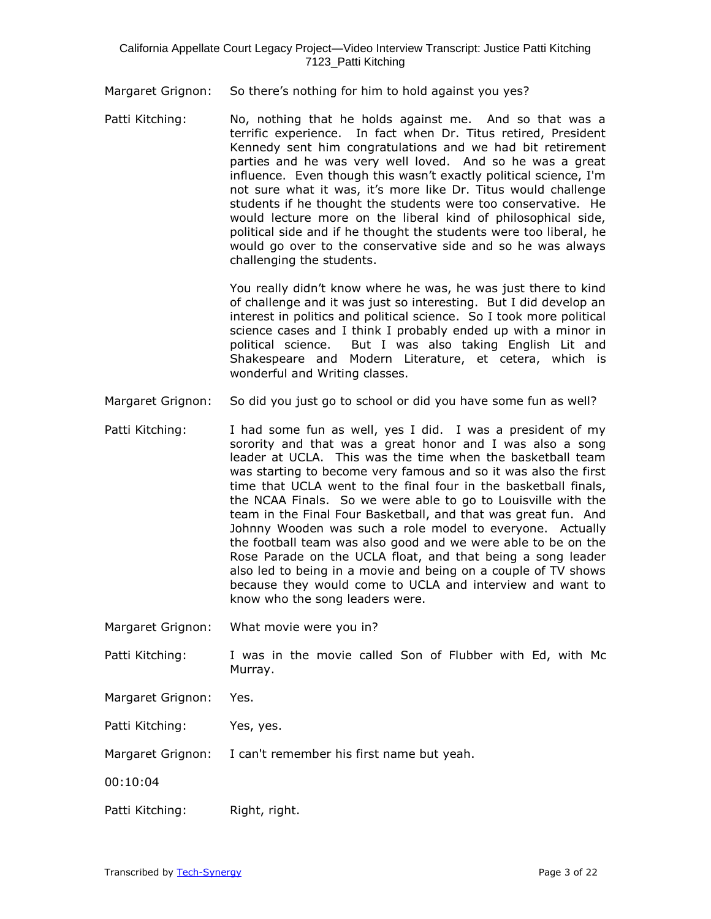Margaret Grignon: So there's nothing for him to hold against you yes?

Patti Kitching: No, nothing that he holds against me. And so that was a terrific experience. In fact when Dr. Titus retired, President Kennedy sent him congratulations and we had bit retirement parties and he was very well loved. And so he was a great influence. Even though this wasn't exactly political science, I'm not sure what it was, it's more like Dr. Titus would challenge students if he thought the students were too conservative. He would lecture more on the liberal kind of philosophical side, political side and if he thought the students were too liberal, he would go over to the conservative side and so he was always challenging the students.

You really didn't know where he was, he was just there to kind of challenge and it was just so interesting. But I did develop an interest in politics and political science. So I took more political science cases and I think I probably ended up with a minor in political science. But I was also taking English Lit and Shakespeare and Modern Literature, et cetera, which is wonderful and Writing classes.

Margaret Grignon: So did you just go to school or did you have some fun as well?

Patti Kitching: I had some fun as well, yes I did. I was a president of my sorority and that was a great honor and I was also a song leader at UCLA. This was the time when the basketball team was starting to become very famous and so it was also the first time that UCLA went to the final four in the basketball finals, the NCAA Finals. So we were able to go to Louisville with the team in the Final Four Basketball, and that was great fun. And Johnny Wooden was such a role model to everyone. Actually the football team was also good and we were able to be on the Rose Parade on the UCLA float, and that being a song leader also led to being in a movie and being on a couple of TV shows because they would come to UCLA and interview and want to know who the song leaders were.

Margaret Grignon: What movie were you in?

Patti Kitching: I was in the movie called Son of Flubber with Ed, with Mc Murray.

Margaret Grignon: Yes.

Patti Kitching: Yes, yes.

Margaret Grignon: I can't remember his first name but yeah.

00:10:04

Patti Kitching: Right, right.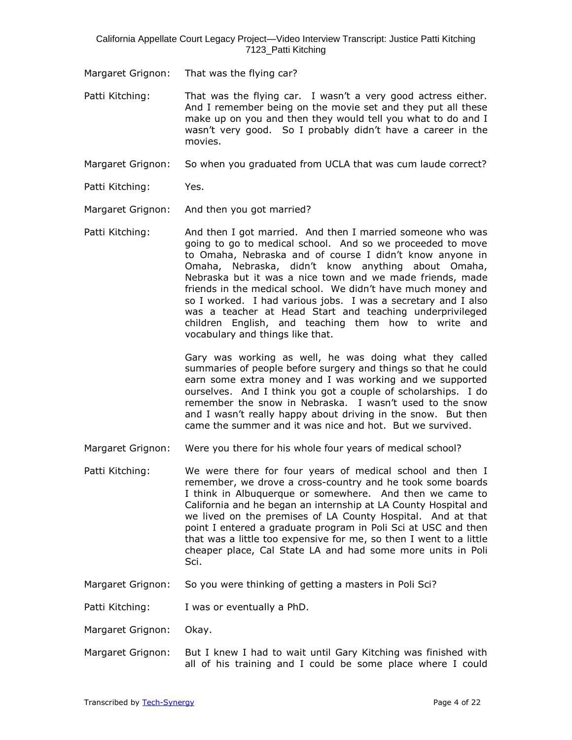Margaret Grignon: That was the flying car?

Patti Kitching: That was the flying car. I wasn't a very good actress either. And I remember being on the movie set and they put all these make up on you and then they would tell you what to do and I wasn't very good. So I probably didn't have a career in the movies.

Margaret Grignon: So when you graduated from UCLA that was cum laude correct?

Patti Kitching: Yes.

Margaret Grignon: And then you got married?

Patti Kitching: And then I got married. And then I married someone who was going to go to medical school. And so we proceeded to move to Omaha, Nebraska and of course I didn't know anyone in Omaha, Nebraska, didn't know anything about Omaha, Nebraska but it was a nice town and we made friends, made friends in the medical school. We didn't have much money and so I worked. I had various jobs. I was a secretary and I also was a teacher at Head Start and teaching underprivileged children English, and teaching them how to write and vocabulary and things like that.

Gary was working as well, he was doing what they called summaries of people before surgery and things so that he could earn some extra money and I was working and we supported ourselves. And I think you got a couple of scholarships. I do remember the snow in Nebraska. I wasn't used to the snow and I wasn't really happy about driving in the snow. But then came the summer and it was nice and hot. But we survived.

Margaret Grignon: Were you there for his whole four years of medical school?

Patti Kitching: We were there for four years of medical school and then I remember, we drove a cross-country and he took some boards I think in Albuquerque or somewhere. And then we came to California and he began an internship at LA County Hospital and we lived on the premises of LA County Hospital. And at that point I entered a graduate program in Poli Sci at USC and then that was a little too expensive for me, so then I went to a little cheaper place, Cal State LA and had some more units in Poli Sci.

Margaret Grignon: So you were thinking of getting a masters in Poli Sci?

Patti Kitching: I was or eventually a PhD.

Margaret Grignon: Okay.

Margaret Grignon: But I knew I had to wait until Gary Kitching was finished with all of his training and I could be some place where I could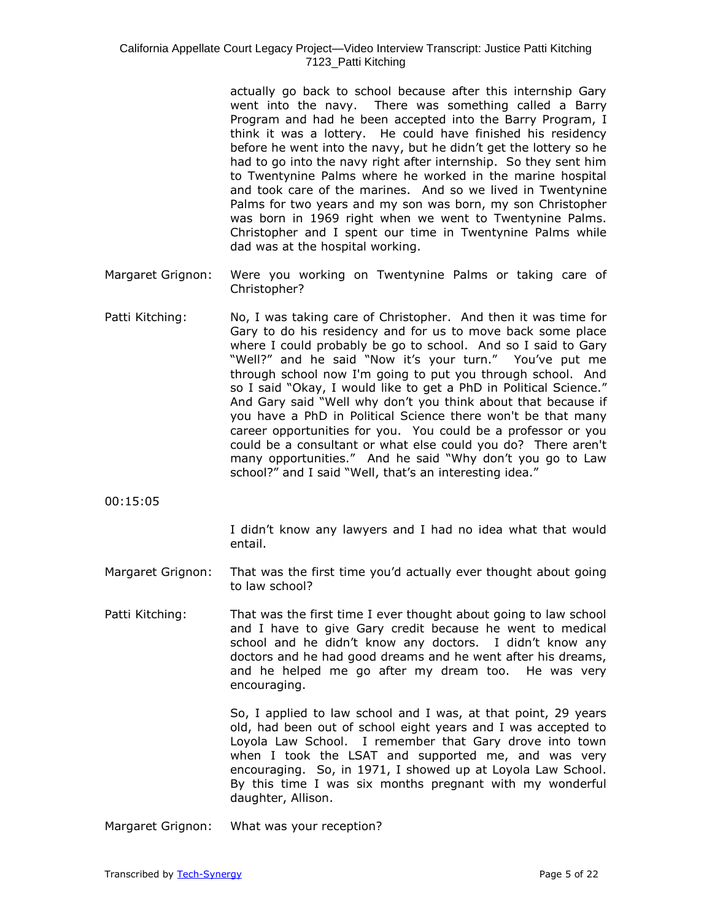actually go back to school because after this internship Gary went into the navy. There was something called a Barry Program and had he been accepted into the Barry Program, I think it was a lottery. He could have finished his residency before he went into the navy, but he didn't get the lottery so he had to go into the navy right after internship. So they sent him to Twentynine Palms where he worked in the marine hospital and took care of the marines. And so we lived in Twentynine Palms for two years and my son was born, my son Christopher was born in 1969 right when we went to Twentynine Palms. Christopher and I spent our time in Twentynine Palms while dad was at the hospital working.

Margaret Grignon: Were you working on Twentynine Palms or taking care of Christopher?

Patti Kitching: No, I was taking care of Christopher. And then it was time for Gary to do his residency and for us to move back some place where I could probably be go to school. And so I said to Gary "Well?" and he said "Now it's your turn." You've put me through school now I'm going to put you through school. And so I said "Okay, I would like to get a PhD in Political Science." And Gary said "Well why don't you think about that because if you have a PhD in Political Science there won't be that many career opportunities for you. You could be a professor or you could be a consultant or what else could you do? There aren't many opportunities." And he said "Why don't you go to Law school?" and I said "Well, that's an interesting idea."

00:15:05

I didn't know any lawyers and I had no idea what that would entail.

Margaret Grignon: That was the first time you'd actually ever thought about going to law school?

Patti Kitching: That was the first time I ever thought about going to law school and I have to give Gary credit because he went to medical school and he didn't know any doctors. I didn't know any doctors and he had good dreams and he went after his dreams, and he helped me go after my dream too. He was very encouraging.

So, I applied to law school and I was, at that point, 29 years old, had been out of school eight years and I was accepted to Loyola Law School. I remember that Gary drove into town when I took the LSAT and supported me, and was very encouraging. So, in 1971, I showed up at Loyola Law School. By this time I was six months pregnant with my wonderful daughter, Allison.

Margaret Grignon: What was your reception?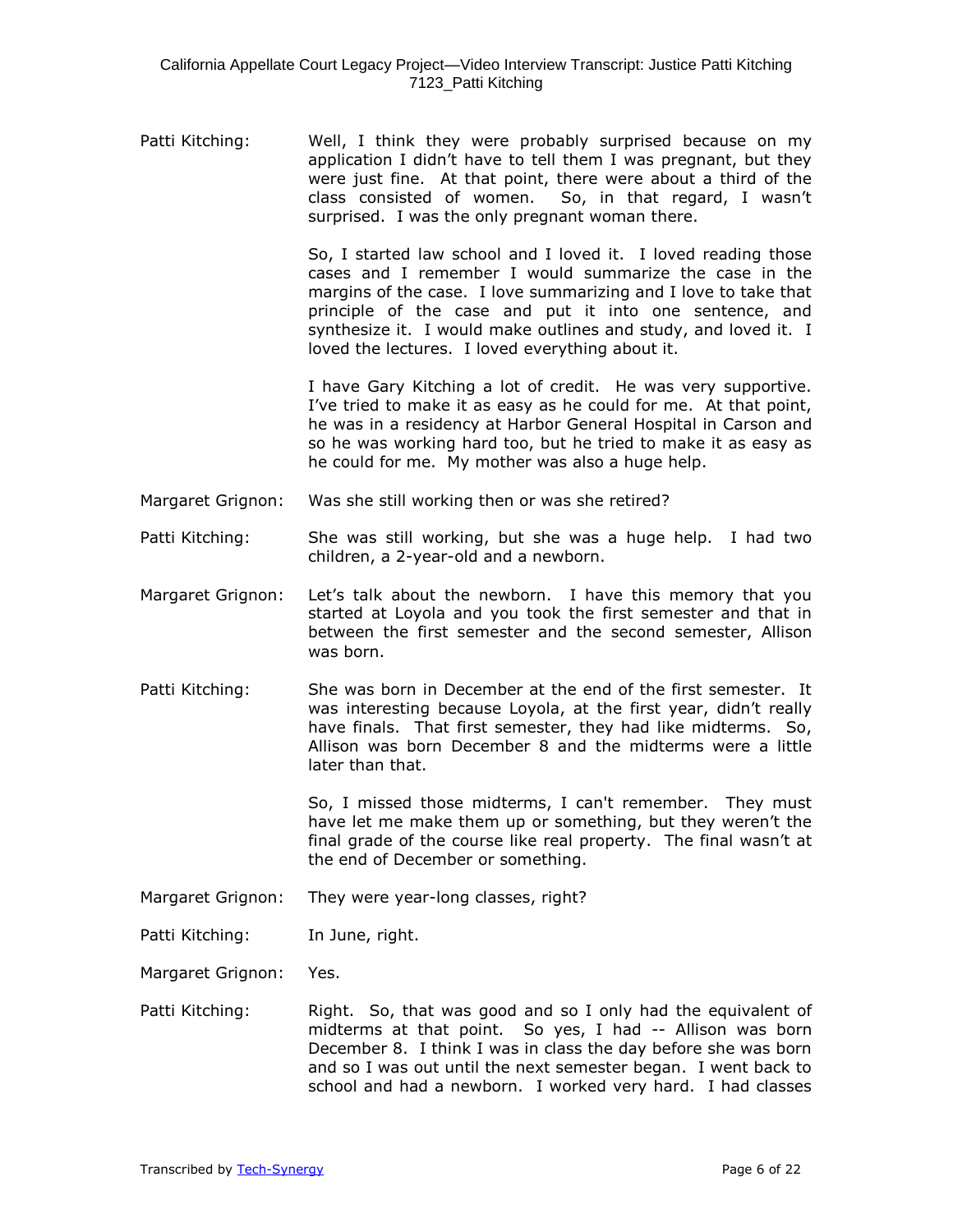Patti Kitching: Well, I think they were probably surprised because on my application I didn't have to tell them I was pregnant, but they were just fine. At that point, there were about a third of the class consisted of women. So, in that regard, I wasn't surprised. I was the only pregnant woman there.

So, I started law school and I loved it. I loved reading those cases and I remember I would summarize the case in the margins of the case. I love summarizing and I love to take that principle of the case and put it into one sentence, and synthesize it. I would make outlines and study, and loved it. I loved the lectures. I loved everything about it.

I have Gary Kitching a lot of credit. He was very supportive. I've tried to make it as easy as he could for me. At that point, he was in a residency at Harbor General Hospital in Carson and so he was working hard too, but he tried to make it as easy as he could for me. My mother was also a huge help.

Margaret Grignon: Was she still working then or was she retired?

Patti Kitching: She was still working, but she was a huge help. I had two children, a 2-year-old and a newborn.

Margaret Grignon: Let's talk about the newborn. I have this memory that you started at Loyola and you took the first semester and that in between the first semester and the second semester, Allison was born.

Patti Kitching: She was born in December at the end of the first semester. It was interesting because Loyola, at the first year, didn't really have finals. That first semester, they had like midterms. So, Allison was born December 8 and the midterms were a little later than that.

So, I missed those midterms, I can't remember. They must have let me make them up or something, but they weren't the final grade of the course like real property. The final wasn't at the end of December or something.

Margaret Grignon: They were year-long classes, right?

Patti Kitching: In June, right.

Margaret Grignon: Yes.

Patti Kitching: Right. So, that was good and so I only had the equivalent of midterms at that point. So yes, I had -- Allison was born December 8. I think I was in class the day before she was born and so I was out until the next semester began. I went back to school and had a newborn. I worked very hard. I had classes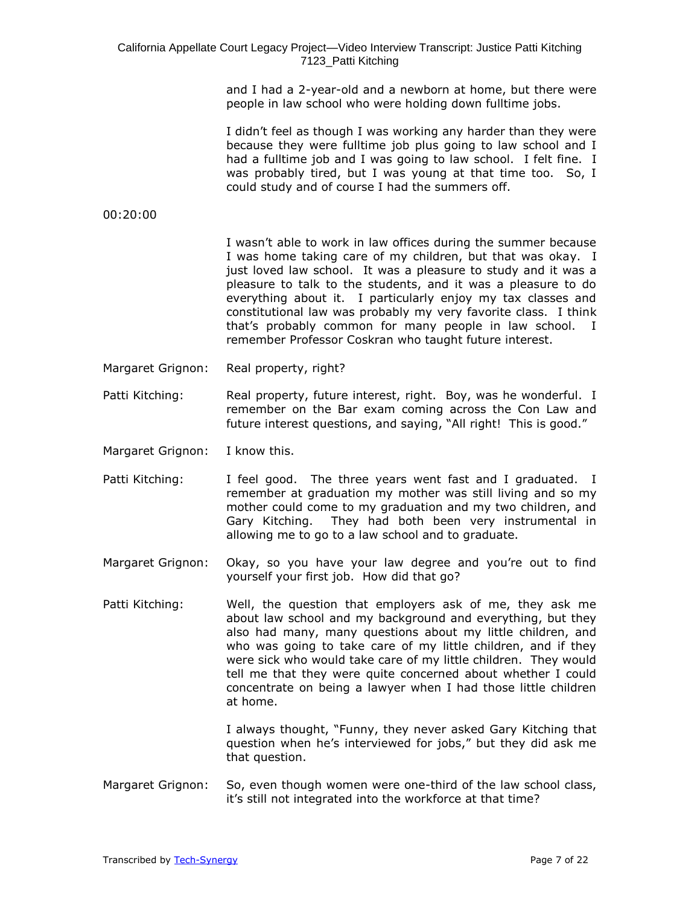and I had a 2-year-old and a newborn at home, but there were people in law school who were holding down fulltime jobs.

I didn't feel as though I was working any harder than they were because they were fulltime job plus going to law school and I had a fulltime job and I was going to law school. I felt fine. I was probably tired, but I was young at that time too. So, I could study and of course I had the summers off.

00:20:00

I wasn't able to work in law offices during the summer because I was home taking care of my children, but that was okay. I just loved law school. It was a pleasure to study and it was a pleasure to talk to the students, and it was a pleasure to do everything about it. I particularly enjoy my tax classes and constitutional law was probably my very favorite class. I think that's probably common for many people in law school. I remember Professor Coskran who taught future interest.

Margaret Grignon: Real property, right?

Patti Kitching: Real property, future interest, right. Boy, was he wonderful. I remember on the Bar exam coming across the Con Law and future interest questions, and saying, "All right! This is good."

Margaret Grignon: I know this.

Patti Kitching: I feel good. The three years went fast and I graduated. I remember at graduation my mother was still living and so my mother could come to my graduation and my two children, and Gary Kitching. They had both been very instrumental in allowing me to go to a law school and to graduate.

Margaret Grignon: Okay, so you have your law degree and you're out to find yourself your first job. How did that go?

Patti Kitching: Well, the question that employers ask of me, they ask me about law school and my background and everything, but they also had many, many questions about my little children, and who was going to take care of my little children, and if they were sick who would take care of my little children. They would tell me that they were quite concerned about whether I could concentrate on being a lawyer when I had those little children at home.

I always thought, "Funny, they never asked Gary Kitching that question when he's interviewed for jobs," but they did ask me that question.

Margaret Grignon: So, even though women were one-third of the law school class, it's still not integrated into the workforce at that time?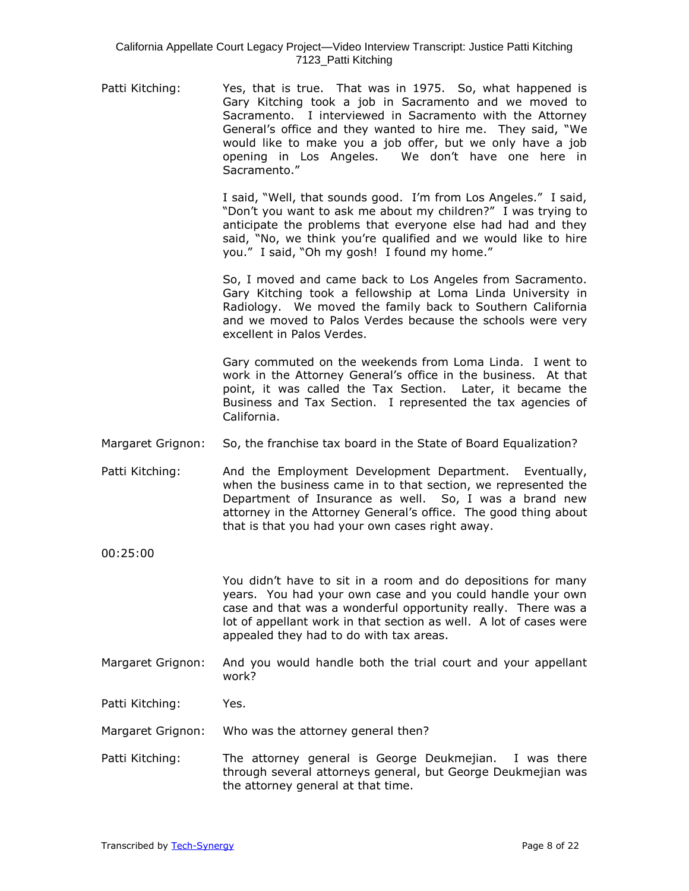Patti Kitching: Yes, that is true. That was in 1975. So, what happened is Gary Kitching took a job in Sacramento and we moved to Sacramento. I interviewed in Sacramento with the Attorney General's office and they wanted to hire me. They said, "We would like to make you a job offer, but we only have a job opening in Los Angeles. We don't have one here in Sacramento."

I said, "Well, that sounds good. I'm from Los Angeles." I said, "Don't you want to ask me about my children?" I was trying to anticipate the problems that everyone else had had and they said, "No, we think you're qualified and we would like to hire you." I said, "Oh my gosh! I found my home."

So, I moved and came back to Los Angeles from Sacramento. Gary Kitching took a fellowship at Loma Linda University in Radiology. We moved the family back to Southern California and we moved to Palos Verdes because the schools were very excellent in Palos Verdes.

Gary commuted on the weekends from Loma Linda. I went to work in the Attorney General's office in the business. At that point, it was called the Tax Section. Later, it became the Business and Tax Section. I represented the tax agencies of California.

Margaret Grignon: So, the franchise tax board in the State of Board Equalization?

Patti Kitching: And the Employment Development Department. Eventually, when the business came in to that section, we represented the Department of Insurance as well. So, I was a brand new attorney in the Attorney General's office. The good thing about that is that you had your own cases right away.

00:25:00

You didn't have to sit in a room and do depositions for many years. You had your own case and you could handle your own case and that was a wonderful opportunity really. There was a lot of appellant work in that section as well. A lot of cases were appealed they had to do with tax areas.

Margaret Grignon: And you would handle both the trial court and your appellant work?

Patti Kitching: Yes.

Margaret Grignon: Who was the attorney general then?

Patti Kitching: The attorney general is George Deukmejian. I was there through several attorneys general, but George Deukmejian was the attorney general at that time.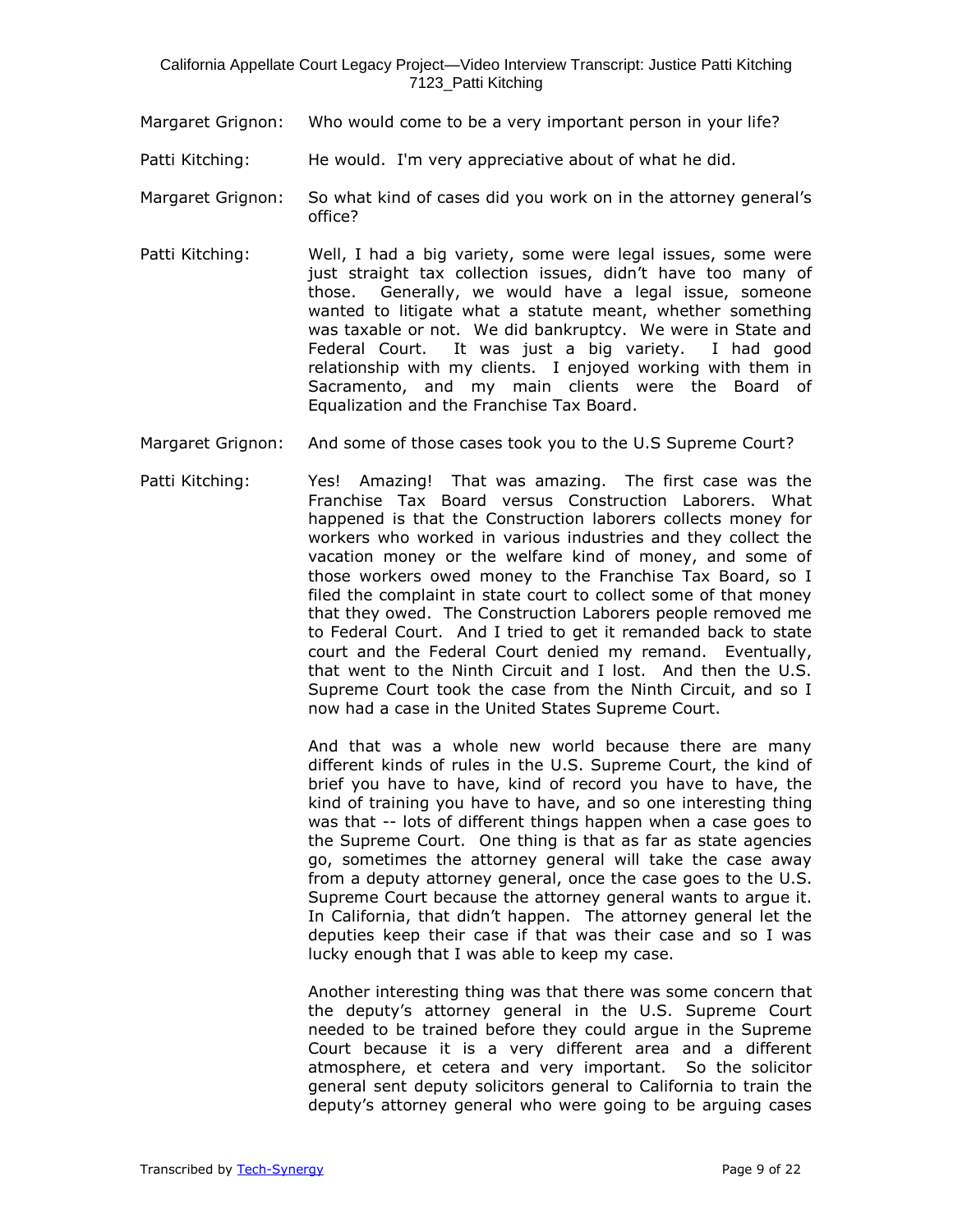Margaret Grignon: Who would come to be a very important person in your life?

Patti Kitching: He would. I'm very appreciative about of what he did.

Margaret Grignon: So what kind of cases did you work on in the attorney general's office?

Patti Kitching: Well, I had a big variety, some were legal issues, some were just straight tax collection issues, didn't have too many of those. Generally, we would have a legal issue, someone wanted to litigate what a statute meant, whether something was taxable or not. We did bankruptcy. We were in State and Federal Court. It was just a big variety. I had good relationship with my clients. I enjoyed working with them in Sacramento, and my main clients were the Board of Equalization and the Franchise Tax Board.

Margaret Grignon: And some of those cases took you to the U.S Supreme Court?

Patti Kitching: Yes! Amazing! That was amazing. The first case was the Franchise Tax Board versus Construction Laborers. What happened is that the Construction laborers collects money for workers who worked in various industries and they collect the vacation money or the welfare kind of money, and some of those workers owed money to the Franchise Tax Board, so I filed the complaint in state court to collect some of that money that they owed. The Construction Laborers people removed me to Federal Court. And I tried to get it remanded back to state court and the Federal Court denied my remand. Eventually, that went to the Ninth Circuit and I lost. And then the U.S. Supreme Court took the case from the Ninth Circuit, and so I now had a case in the United States Supreme Court.

And that was a whole new world because there are many different kinds of rules in the U.S. Supreme Court, the kind of brief you have to have, kind of record you have to have, the kind of training you have to have, and so one interesting thing was that -- lots of different things happen when a case goes to the Supreme Court. One thing is that as far as state agencies go, sometimes the attorney general will take the case away from a deputy attorney general, once the case goes to the U.S. Supreme Court because the attorney general wants to argue it. In California, that didn't happen. The attorney general let the deputies keep their case if that was their case and so I was lucky enough that I was able to keep my case.

Another interesting thing was that there was some concern that the deputy's attorney general in the U.S. Supreme Court needed to be trained before they could argue in the Supreme Court because it is a very different area and a different atmosphere, et cetera and very important. So the solicitor general sent deputy solicitors general to California to train the deputy's attorney general who were going to be arguing cases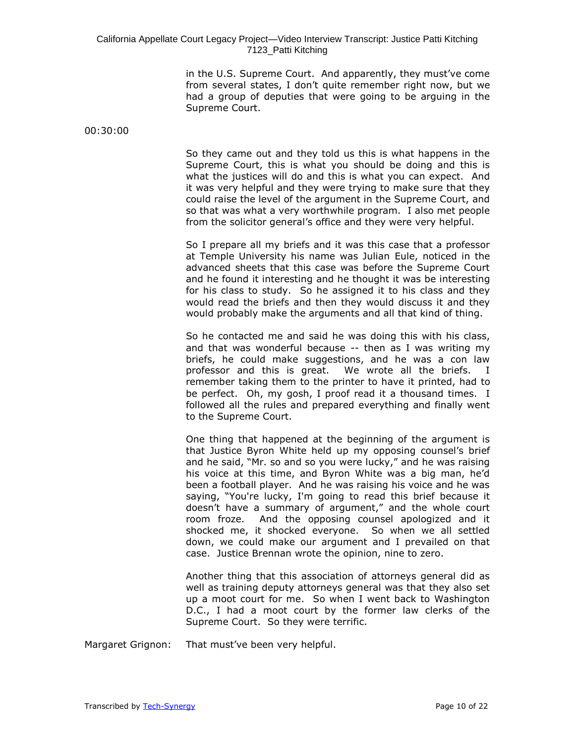in the U.S. Supreme Court. And apparently, they must've come from several states, I don't quite remember right now, but we had a group of deputies that were going to be arguing in the Supreme Court.

00:30:00

So they came out and they told us this is what happens in the Supreme Court, this is what you should be doing and this is what the justices will do and this is what you can expect. And it was very helpful and they were trying to make sure that they could raise the level of the argument in the Supreme Court, and so that was what a very worthwhile program. I also met people from the solicitor general's office and they were very helpful.

So I prepare all my briefs and it was this case that a professor at Temple University his name was Julian Eule, noticed in the advanced sheets that this case was before the Supreme Court and he found it interesting and he thought it was be interesting for his class to study. So he assigned it to his class and they would read the briefs and then they would discuss it and they would probably make the arguments and all that kind of thing.

So he contacted me and said he was doing this with his class, and that was wonderful because -- then as I was writing my briefs, he could make suggestions, and he was a con law professor and this is great. We wrote all the briefs. I remember taking them to the printer to have it printed, had to be perfect. Oh, my gosh, I proof read it a thousand times. I followed all the rules and prepared everything and finally went to the Supreme Court.

One thing that happened at the beginning of the argument is that Justice Byron White held up my opposing counsel's brief and he said, "Mr. so and so you were lucky," and he was raising his voice at this time, and Byron White was a big man, he'd been a football player. And he was raising his voice and he was saying, "You're lucky, I'm going to read this brief because it doesn't have a summary of argument," and the whole court room froze. And the opposing counsel apologized and it shocked me, it shocked everyone. So when we all settled down, we could make our argument and I prevailed on that case. Justice Brennan wrote the opinion, nine to zero.

Another thing that this association of attorneys general did as well as training deputy attorneys general was that they also set up a moot court for me. So when I went back to Washington D.C., I had a moot court by the former law clerks of the Supreme Court. So they were terrific.

Margaret Grignon: That must've been very helpful.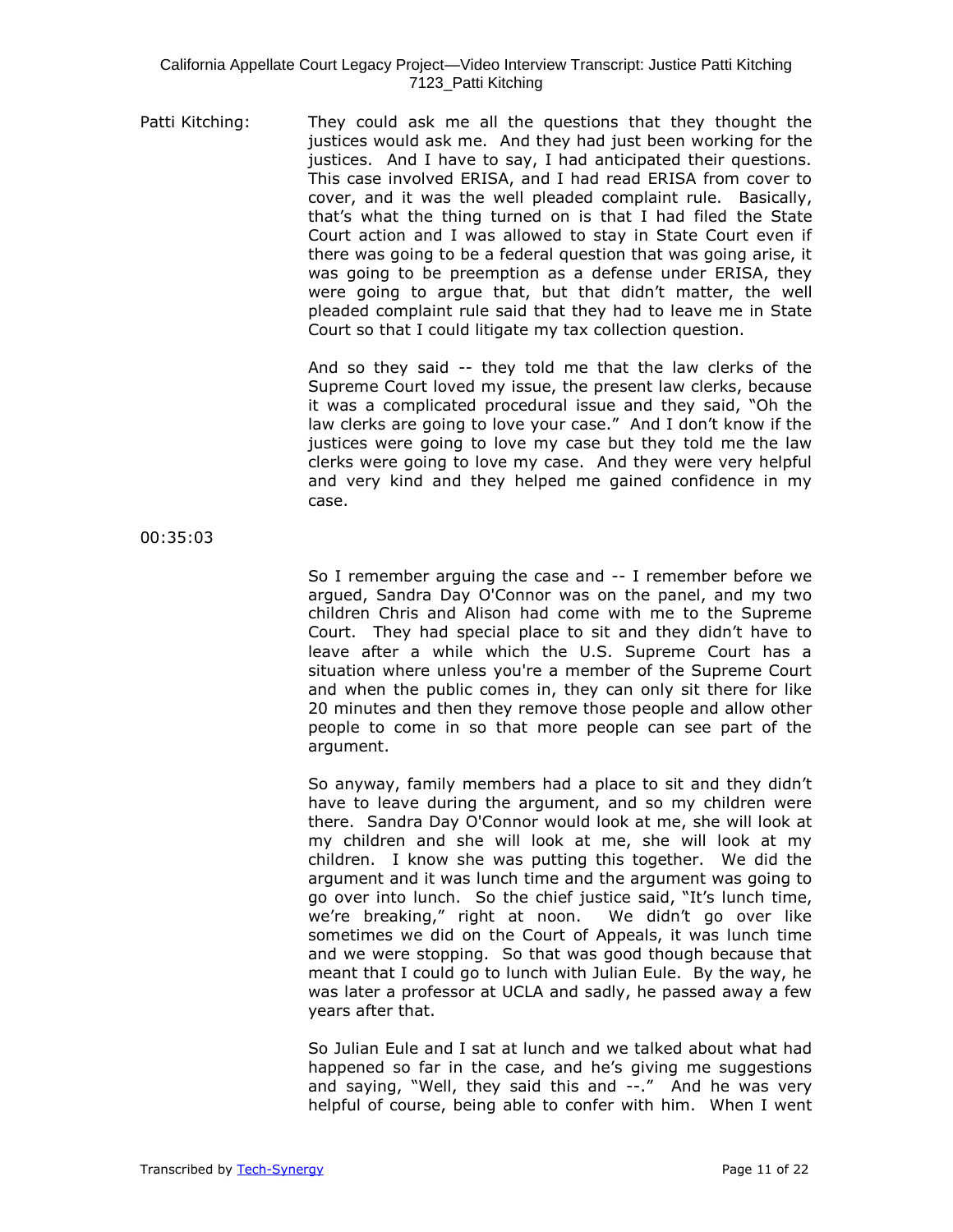Patti Kitching: They could ask me all the questions that they thought the justices would ask me. And they had just been working for the justices. And I have to say, I had anticipated their questions. This case involved ERISA, and I had read ERISA from cover to cover, and it was the well pleaded complaint rule. Basically, that's what the thing turned on is that I had filed the State Court action and I was allowed to stay in State Court even if there was going to be a federal question that was going arise, it was going to be preemption as a defense under ERISA, they were going to argue that, but that didn't matter, the well pleaded complaint rule said that they had to leave me in State Court so that I could litigate my tax collection question.

And so they said -- they told me that the law clerks of the Supreme Court loved my issue, the present law clerks, because it was a complicated procedural issue and they said, "Oh the law clerks are going to love your case." And I don't know if the justices were going to love my case but they told me the law clerks were going to love my case. And they were very helpful and very kind and they helped me gained confidence in my case.

00:35:03

So I remember arguing the case and -- I remember before we argued, Sandra Day O'Connor was on the panel, and my two children Chris and Alison had come with me to the Supreme Court. They had special place to sit and they didn't have to leave after a while which the U.S. Supreme Court has a situation where unless you're a member of the Supreme Court and when the public comes in, they can only sit there for like 20 minutes and then they remove those people and allow other people to come in so that more people can see part of the argument.

So anyway, family members had a place to sit and they didn't have to leave during the argument, and so my children were there. Sandra Day O'Connor would look at me, she will look at my children and she will look at me, she will look at my children. I know she was putting this together. We did the argument and it was lunch time and the argument was going to go over into lunch. So the chief justice said, "It's lunch time, we're breaking," right at noon. We didn't go over like sometimes we did on the Court of Appeals, it was lunch time and we were stopping. So that was good though because that meant that I could go to lunch with Julian Eule. By the way, he was later a professor at UCLA and sadly, he passed away a few years after that.

So Julian Eule and I sat at lunch and we talked about what had happened so far in the case, and he's giving me suggestions and saying, "Well, they said this and --." And he was very helpful of course, being able to confer with him. When I went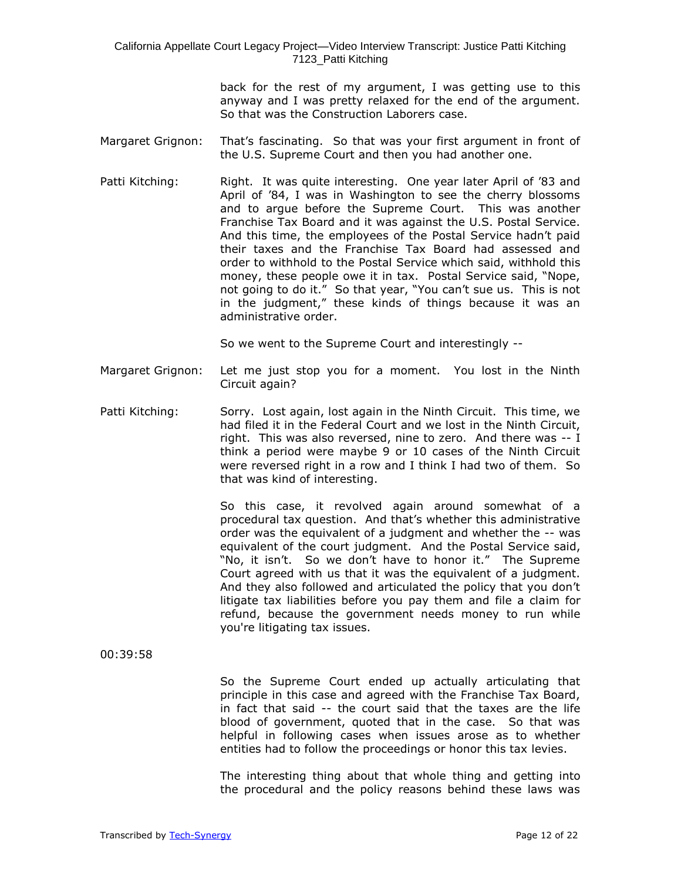back for the rest of my argument, I was getting use to this anyway and I was pretty relaxed for the end of the argument. So that was the Construction Laborers case.

Margaret Grignon: That's fascinating. So that was your first argument in front of the U.S. Supreme Court and then you had another one.

Patti Kitching: Right. It was quite interesting. One year later April of '83 and April of '84, I was in Washington to see the cherry blossoms and to argue before the Supreme Court. This was another Franchise Tax Board and it was against the U.S. Postal Service. And this time, the employees of the Postal Service hadn't paid their taxes and the Franchise Tax Board had assessed and order to withhold to the Postal Service which said, withhold this money, these people owe it in tax. Postal Service said, "Nope, not going to do it." So that year, "You can't sue us. This is not in the judgment," these kinds of things because it was an administrative order.

So we went to the Supreme Court and interestingly --

Margaret Grignon: Let me just stop you for a moment. You lost in the Ninth Circuit again?

Patti Kitching: Sorry. Lost again, lost again in the Ninth Circuit. This time, we had filed it in the Federal Court and we lost in the Ninth Circuit, right. This was also reversed, nine to zero. And there was -- I think a period were maybe 9 or 10 cases of the Ninth Circuit were reversed right in a row and I think I had two of them. So that was kind of interesting.

So this case, it revolved again around somewhat of a procedural tax question. And that's whether this administrative order was the equivalent of a judgment and whether the -- was equivalent of the court judgment. And the Postal Service said, "No, it isn't. So we don't have to honor it." The Supreme Court agreed with us that it was the equivalent of a judgment. And they also followed and articulated the policy that you don't litigate tax liabilities before you pay them and file a claim for refund, because the government needs money to run while you're litigating tax issues.

00:39:58

So the Supreme Court ended up actually articulating that principle in this case and agreed with the Franchise Tax Board, in fact that said -- the court said that the taxes are the life blood of government, quoted that in the case. So that was helpful in following cases when issues arose as to whether entities had to follow the proceedings or honor this tax levies.

The interesting thing about that whole thing and getting into the procedural and the policy reasons behind these laws was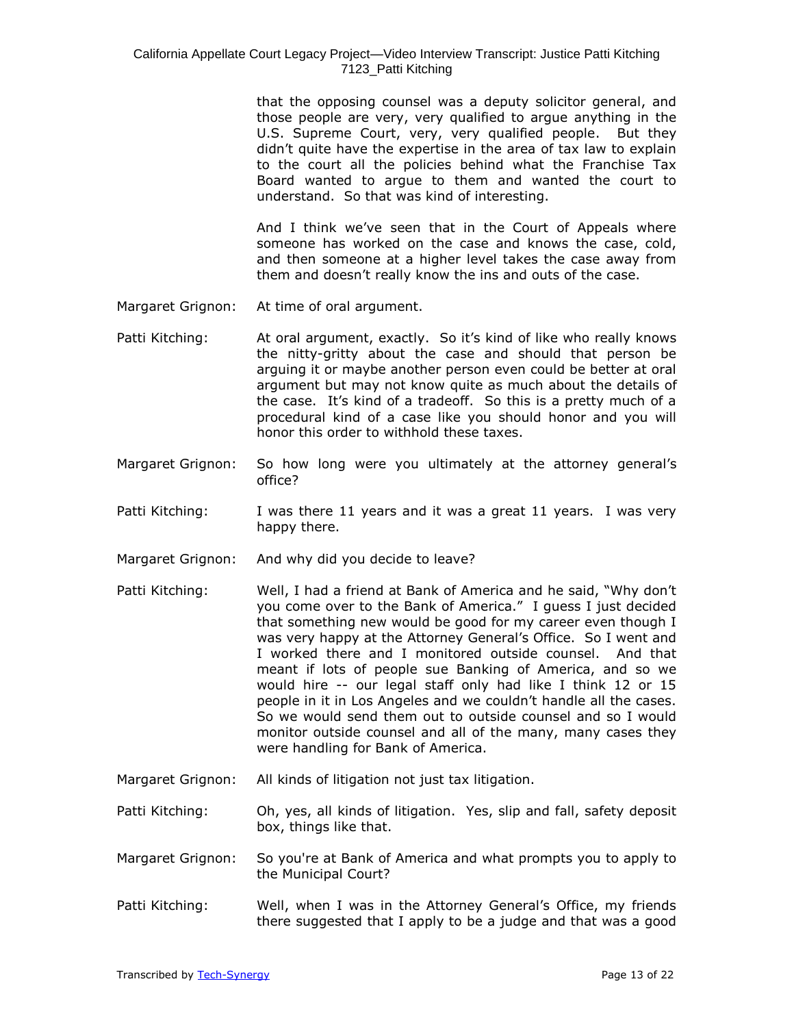that the opposing counsel was a deputy solicitor general, and those people are very, very qualified to argue anything in the U.S. Supreme Court, very, very qualified people. But they didn't quite have the expertise in the area of tax law to explain to the court all the policies behind what the Franchise Tax Board wanted to argue to them and wanted the court to understand. So that was kind of interesting.

And I think we've seen that in the Court of Appeals where someone has worked on the case and knows the case, cold, and then someone at a higher level takes the case away from them and doesn't really know the ins and outs of the case.

Margaret Grignon: At time of oral argument.

Patti Kitching: At oral argument, exactly. So it's kind of like who really knows the nitty-gritty about the case and should that person be arguing it or maybe another person even could be better at oral argument but may not know quite as much about the details of the case. It's kind of a tradeoff. So this is a pretty much of a procedural kind of a case like you should honor and you will honor this order to withhold these taxes.

Margaret Grignon: So how long were you ultimately at the attorney general's office?

Patti Kitching: I was there 11 years and it was a great 11 years. I was very happy there.

Margaret Grignon: And why did you decide to leave?

Patti Kitching: Well, I had a friend at Bank of America and he said, "Why don't you come over to the Bank of America." I guess I just decided that something new would be good for my career even though I was very happy at the Attorney General's Office. So I went and I worked there and I monitored outside counsel. And that meant if lots of people sue Banking of America, and so we would hire -- our legal staff only had like I think 12 or 15 people in it in Los Angeles and we couldn't handle all the cases. So we would send them out to outside counsel and so I would monitor outside counsel and all of the many, many cases they were handling for Bank of America.

Margaret Grignon: All kinds of litigation not just tax litigation.

Patti Kitching: Oh, yes, all kinds of litigation. Yes, slip and fall, safety deposit box, things like that.

Margaret Grignon: So you're at Bank of America and what prompts you to apply to the Municipal Court?

Patti Kitching: Well, when I was in the Attorney General's Office, my friends there suggested that I apply to be a judge and that was a good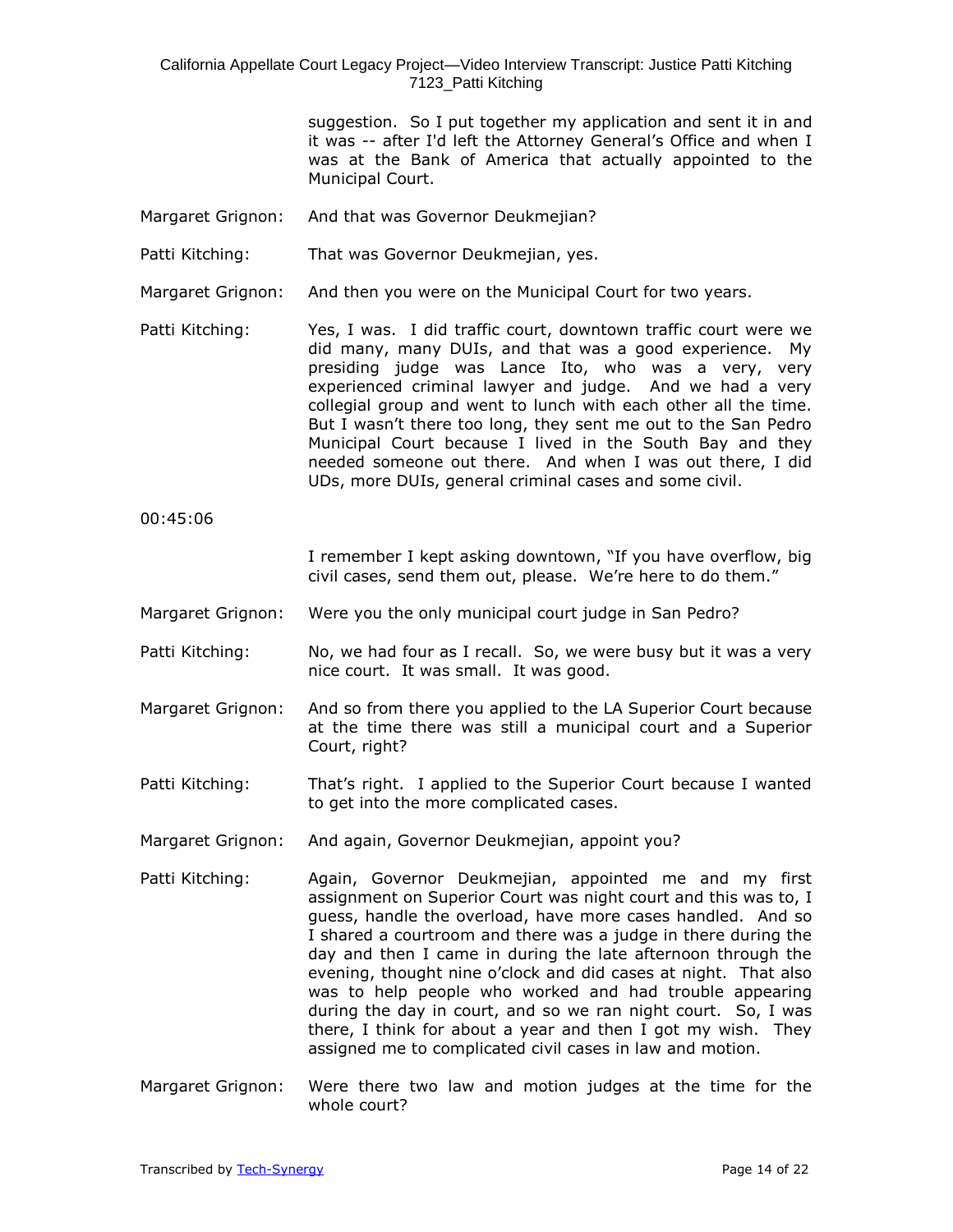suggestion. So I put together my application and sent it in and it was -- after I'd left the Attorney General's Office and when I was at the Bank of America that actually appointed to the Municipal Court.

Margaret Grignon: And that was Governor Deukmejian?

Patti Kitching: That was Governor Deukmejian, yes.

Margaret Grignon: And then you were on the Municipal Court for two years.

Patti Kitching: Yes, I was. I did traffic court, downtown traffic court were we did many, many DUIs, and that was a good experience. My presiding judge was Lance Ito, who was a very, very experienced criminal lawyer and judge. And we had a very collegial group and went to lunch with each other all the time. But I wasn't there too long, they sent me out to the San Pedro Municipal Court because I lived in the South Bay and they needed someone out there. And when I was out there, I did UDs, more DUIs, general criminal cases and some civil.

00:45:06

I remember I kept asking downtown, "If you have overflow, big civil cases, send them out, please. We're here to do them."

Margaret Grignon: Were you the only municipal court judge in San Pedro?

Patti Kitching: No, we had four as I recall. So, we were busy but it was a very nice court. It was small. It was good.

Margaret Grignon: And so from there you applied to the LA Superior Court because at the time there was still a municipal court and a Superior Court, right?

Patti Kitching: That's right. I applied to the Superior Court because I wanted to get into the more complicated cases.

Margaret Grignon: And again, Governor Deukmejian, appoint you?

Patti Kitching: Again, Governor Deukmejian, appointed me and my first assignment on Superior Court was night court and this was to, I guess, handle the overload, have more cases handled. And so I shared a courtroom and there was a judge in there during the day and then I came in during the late afternoon through the evening, thought nine o'clock and did cases at night. That also was to help people who worked and had trouble appearing during the day in court, and so we ran night court. So, I was there, I think for about a year and then I got my wish. They assigned me to complicated civil cases in law and motion.

Margaret Grignon: Were there two law and motion judges at the time for the whole court?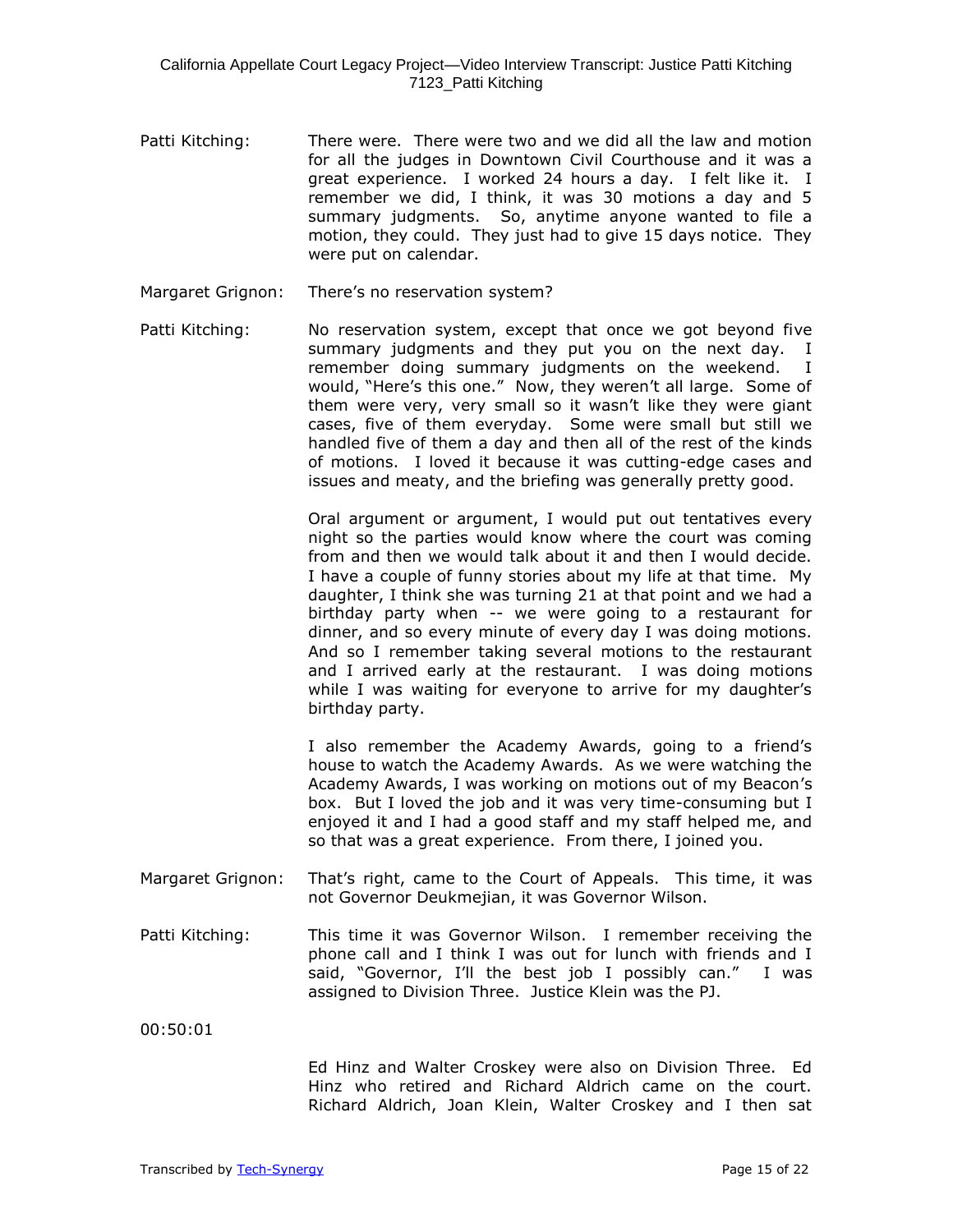Patti Kitching: There were. There were two and we did all the law and motion for all the judges in Downtown Civil Courthouse and it was a great experience. I worked 24 hours a day. I felt like it. I remember we did, I think, it was 30 motions a day and 5 summary judgments. So, anytime anyone wanted to file a motion, they could. They just had to give 15 days notice. They were put on calendar.

Margaret Grignon: There's no reservation system?

Patti Kitching: No reservation system, except that once we got beyond five summary judgments and they put you on the next day. I remember doing summary judgments on the weekend. I would, "Here's this one." Now, they weren't all large. Some of them were very, very small so it wasn't like they were giant cases, five of them everyday. Some were small but still we handled five of them a day and then all of the rest of the kinds of motions. I loved it because it was cutting-edge cases and issues and meaty, and the briefing was generally pretty good.

Oral argument or argument, I would put out tentatives every night so the parties would know where the court was coming from and then we would talk about it and then I would decide. I have a couple of funny stories about my life at that time. My daughter, I think she was turning 21 at that point and we had a birthday party when -- we were going to a restaurant for dinner, and so every minute of every day I was doing motions. And so I remember taking several motions to the restaurant and I arrived early at the restaurant. I was doing motions while I was waiting for everyone to arrive for my daughter's birthday party.

I also remember the Academy Awards, going to a friend's house to watch the Academy Awards. As we were watching the Academy Awards, I was working on motions out of my Beacon's box. But I loved the job and it was very time-consuming but I enjoyed it and I had a good staff and my staff helped me, and so that was a great experience. From there, I joined you.

Margaret Grignon: That's right, came to the Court of Appeals. This time, it was not Governor Deukmejian, it was Governor Wilson.

Patti Kitching: This time it was Governor Wilson. I remember receiving the phone call and I think I was out for lunch with friends and I said, "Governor, I'll the best job I possibly can." I was assigned to Division Three. Justice Klein was the PJ.

00:50:01

Ed Hinz and Walter Croskey were also on Division Three. Ed Hinz who retired and Richard Aldrich came on the court. Richard Aldrich, Joan Klein, Walter Croskey and I then sat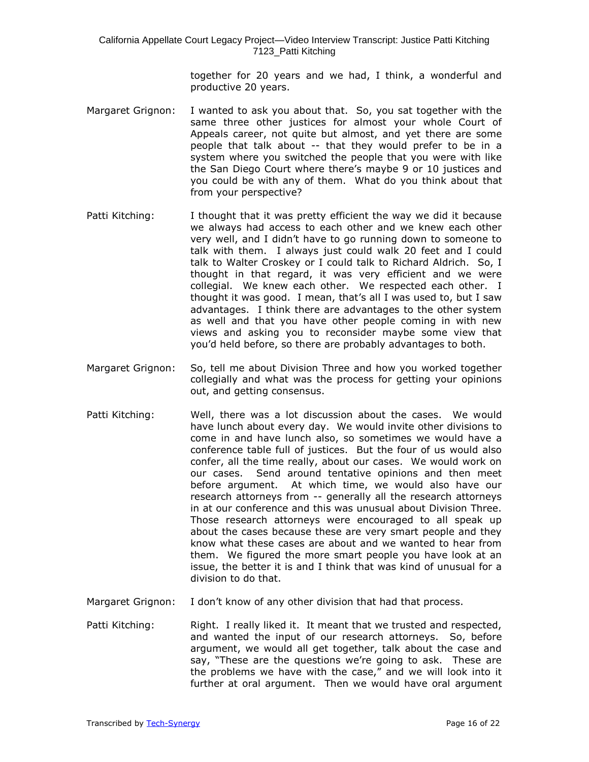together for 20 years and we had, I think, a wonderful and productive 20 years.

Margaret Grignon: I wanted to ask you about that. So, you sat together with the same three other justices for almost your whole Court of Appeals career, not quite but almost, and yet there are some people that talk about -- that they would prefer to be in a system where you switched the people that you were with like the San Diego Court where there's maybe 9 or 10 justices and you could be with any of them. What do you think about that from your perspective?

Patti Kitching: I thought that it was pretty efficient the way we did it because we always had access to each other and we knew each other very well, and I didn't have to go running down to someone to talk with them. I always just could walk 20 feet and I could talk to Walter Croskey or I could talk to Richard Aldrich. So, I thought in that regard, it was very efficient and we were collegial. We knew each other. We respected each other. I thought it was good. I mean, that's all I was used to, but I saw advantages. I think there are advantages to the other system as well and that you have other people coming in with new views and asking you to reconsider maybe some view that you'd held before, so there are probably advantages to both.

Margaret Grignon: So, tell me about Division Three and how you worked together collegially and what was the process for getting your opinions out, and getting consensus.

Patti Kitching: Well, there was a lot discussion about the cases. We would have lunch about every day. We would invite other divisions to come in and have lunch also, so sometimes we would have a conference table full of justices. But the four of us would also confer, all the time really, about our cases. We would work on our cases. Send around tentative opinions and then meet before argument. At which time, we would also have our research attorneys from -- generally all the research attorneys in at our conference and this was unusual about Division Three. Those research attorneys were encouraged to all speak up about the cases because these are very smart people and they know what these cases are about and we wanted to hear from them. We figured the more smart people you have look at an issue, the better it is and I think that was kind of unusual for a division to do that.

Margaret Grignon: I don't know of any other division that had that process.

Patti Kitching: Right. I really liked it. It meant that we trusted and respected, and wanted the input of our research attorneys. So, before argument, we would all get together, talk about the case and say, "These are the questions we're going to ask. These are the problems we have with the case," and we will look into it further at oral argument. Then we would have oral argument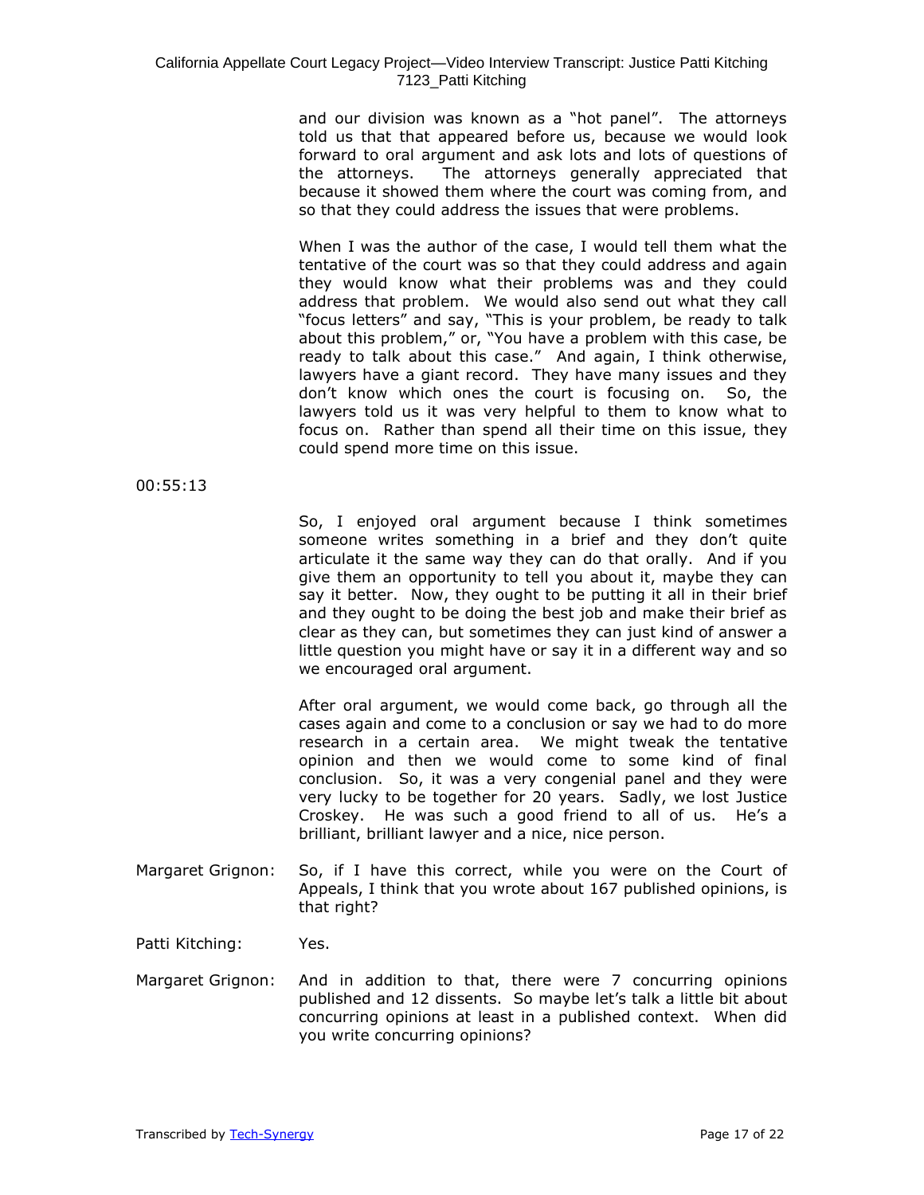and our division was known as a "hot panel". The attorneys told us that that appeared before us, because we would look forward to oral argument and ask lots and lots of questions of the attorneys. The attorneys generally appreciated that because it showed them where the court was coming from, and so that they could address the issues that were problems.

When I was the author of the case, I would tell them what the tentative of the court was so that they could address and again they would know what their problems was and they could address that problem. We would also send out what they call "focus letters" and say, "This is your problem, be ready to talk about this problem," or, "You have a problem with this case, be ready to talk about this case." And again, I think otherwise, lawyers have a giant record. They have many issues and they don't know which ones the court is focusing on. So, the lawyers told us it was very helpful to them to know what to focus on. Rather than spend all their time on this issue, they could spend more time on this issue.

00:55:13

So, I enjoyed oral argument because I think sometimes someone writes something in a brief and they don't quite articulate it the same way they can do that orally. And if you give them an opportunity to tell you about it, maybe they can say it better. Now, they ought to be putting it all in their brief and they ought to be doing the best job and make their brief as clear as they can, but sometimes they can just kind of answer a little question you might have or say it in a different way and so we encouraged oral argument.

After oral argument, we would come back, go through all the cases again and come to a conclusion or say we had to do more research in a certain area. We might tweak the tentative opinion and then we would come to some kind of final conclusion. So, it was a very congenial panel and they were very lucky to be together for 20 years. Sadly, we lost Justice Croskey. He was such a good friend to all of us. He's a brilliant, brilliant lawyer and a nice, nice person.

Margaret Grignon: So, if I have this correct, while you were on the Court of Appeals, I think that you wrote about 167 published opinions, is that right?

Patti Kitching: Yes.

Margaret Grignon: And in addition to that, there were 7 concurring opinions published and 12 dissents. So maybe let's talk a little bit about concurring opinions at least in a published context. When did you write concurring opinions?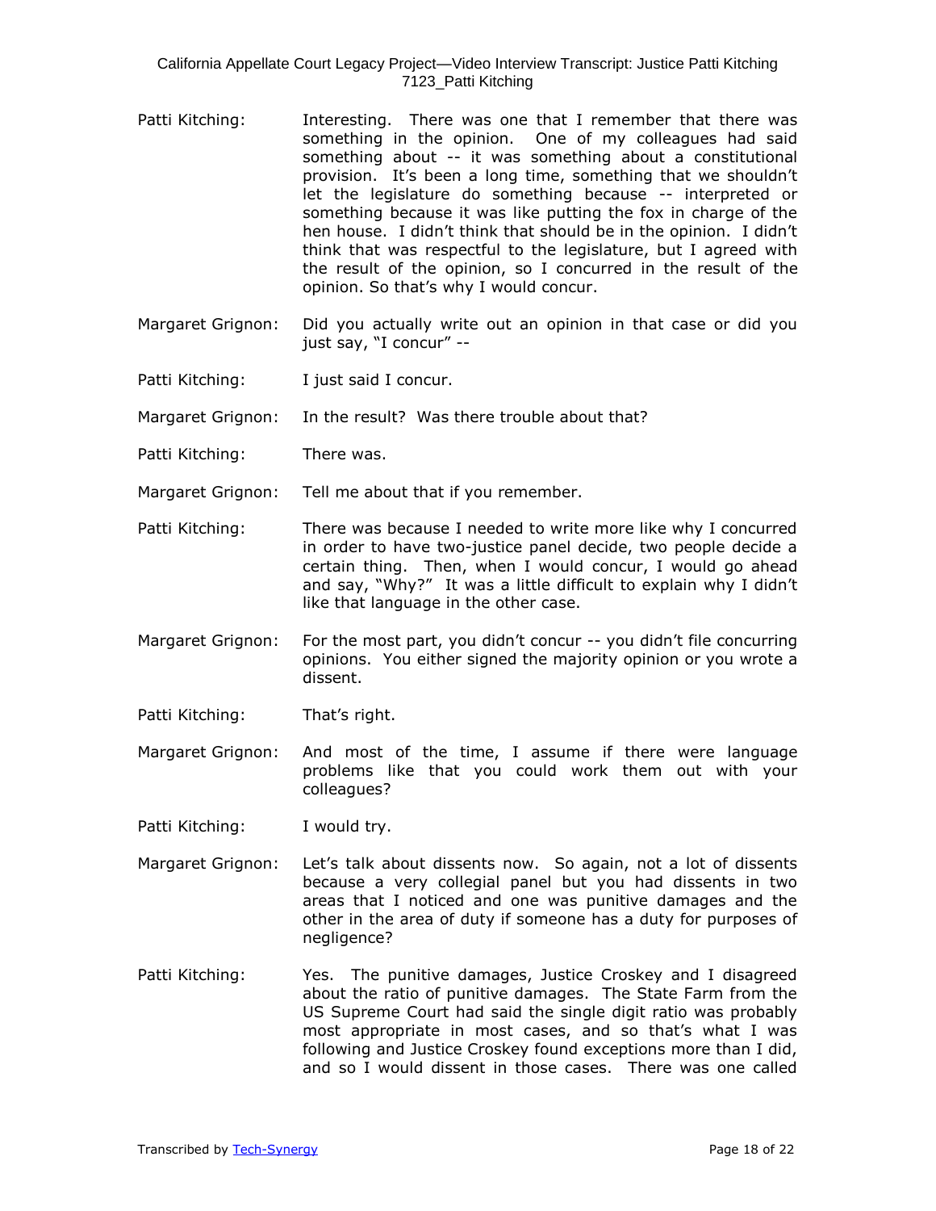Patti Kitching: Interesting. There was one that I remember that there was something in the opinion. One of my colleagues had said something about -- it was something about a constitutional provision. It's been a long time, something that we shouldn't let the legislature do something because -- interpreted or something because it was like putting the fox in charge of the hen house. I didn't think that should be in the opinion. I didn't think that was respectful to the legislature, but I agreed with the result of the opinion, so I concurred in the result of the opinion. So that's why I would concur.

Margaret Grignon: Did you actually write out an opinion in that case or did you just say, "I concur" --

Patti Kitching: I just said I concur.

Margaret Grignon: In the result? Was there trouble about that?

Patti Kitching: There was.

Margaret Grignon: Tell me about that if you remember.

Patti Kitching: There was because I needed to write more like why I concurred in order to have two-justice panel decide, two people decide a certain thing. Then, when I would concur, I would go ahead and say, "Why?" It was a little difficult to explain why I didn't like that language in the other case.

Margaret Grignon: For the most part, you didn't concur -- you didn't file concurring opinions. You either signed the majority opinion or you wrote a dissent.

Patti Kitching: That's right.

Margaret Grignon: And most of the time, I assume if there were language problems like that you could work them out with your colleagues?

Patti Kitching: I would try.

Margaret Grignon: Let's talk about dissents now. So again, not a lot of dissents because a very collegial panel but you had dissents in two areas that I noticed and one was punitive damages and the other in the area of duty if someone has a duty for purposes of negligence?

Patti Kitching: Yes. The punitive damages, Justice Croskey and I disagreed about the ratio of punitive damages. The State Farm from the US Supreme Court had said the single digit ratio was probably most appropriate in most cases, and so that's what I was following and Justice Croskey found exceptions more than I did, and so I would dissent in those cases. There was one called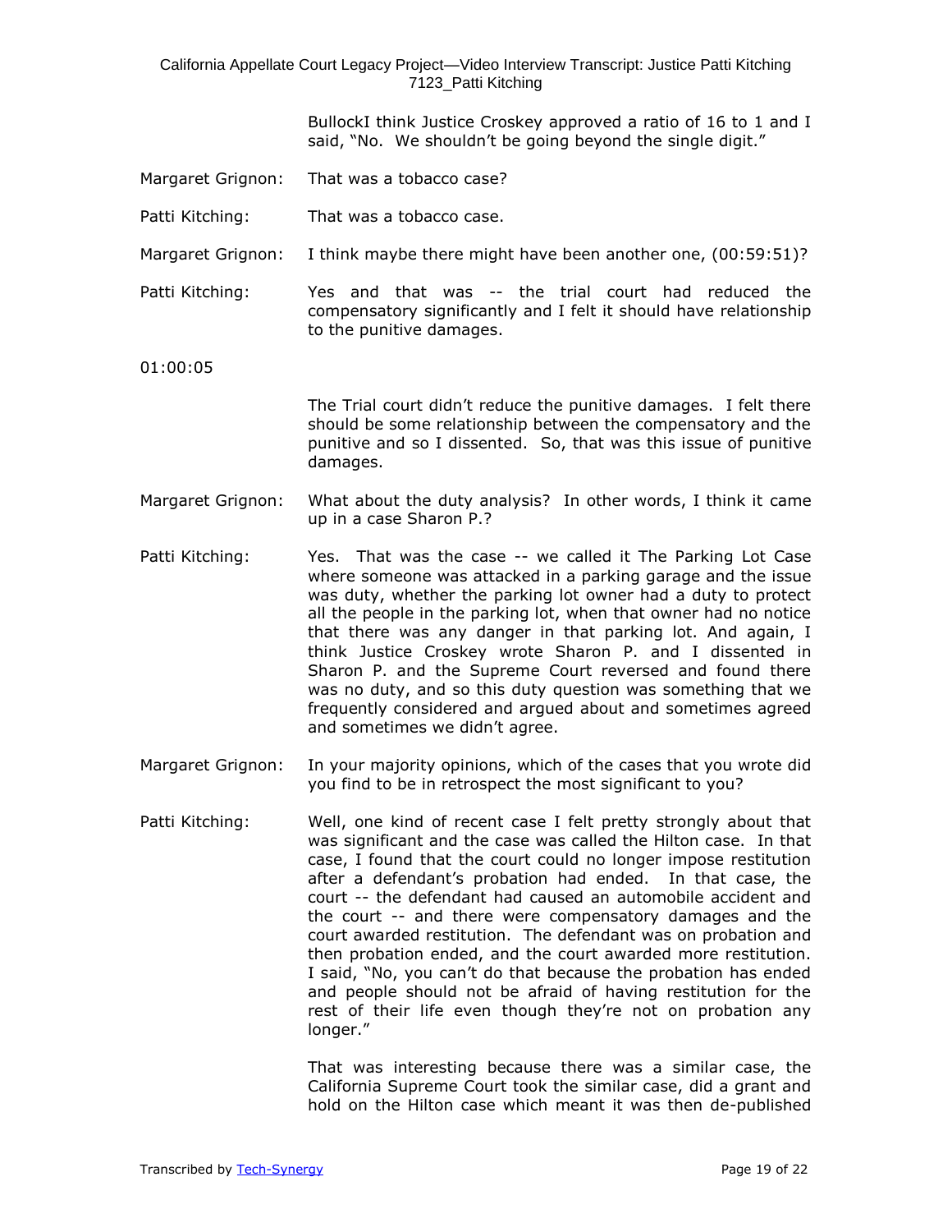BullockI think Justice Croskey approved a ratio of 16 to 1 and I said, "No. We shouldn't be going beyond the single digit."

Margaret Grignon: That was a tobacco case?

Patti Kitching: That was a tobacco case.

Margaret Grignon: I think maybe there might have been another one, (00:59:51)?

Patti Kitching: Yes and that was -- the trial court had reduced the compensatory significantly and I felt it should have relationship to the punitive damages.

01:00:05

The Trial court didn't reduce the punitive damages. I felt there should be some relationship between the compensatory and the punitive and so I dissented. So, that was this issue of punitive damages.

Margaret Grignon: What about the duty analysis? In other words, I think it came up in a case Sharon P.?

Patti Kitching: Yes. That was the case -- we called it The Parking Lot Case where someone was attacked in a parking garage and the issue was duty, whether the parking lot owner had a duty to protect all the people in the parking lot, when that owner had no notice that there was any danger in that parking lot. And again, I think Justice Croskey wrote Sharon P. and I dissented in Sharon P. and the Supreme Court reversed and found there was no duty, and so this duty question was something that we frequently considered and argued about and sometimes agreed and sometimes we didn't agree.

Margaret Grignon: In your majority opinions, which of the cases that you wrote did you find to be in retrospect the most significant to you?

Patti Kitching: Well, one kind of recent case I felt pretty strongly about that was significant and the case was called the Hilton case. In that case, I found that the court could no longer impose restitution after a defendant's probation had ended. In that case, the court -- the defendant had caused an automobile accident and the court -- and there were compensatory damages and the court awarded restitution. The defendant was on probation and then probation ended, and the court awarded more restitution. I said, "No, you can't do that because the probation has ended and people should not be afraid of having restitution for the rest of their life even though they're not on probation any longer."

That was interesting because there was a similar case, the California Supreme Court took the similar case, did a grant and hold on the Hilton case which meant it was then de-published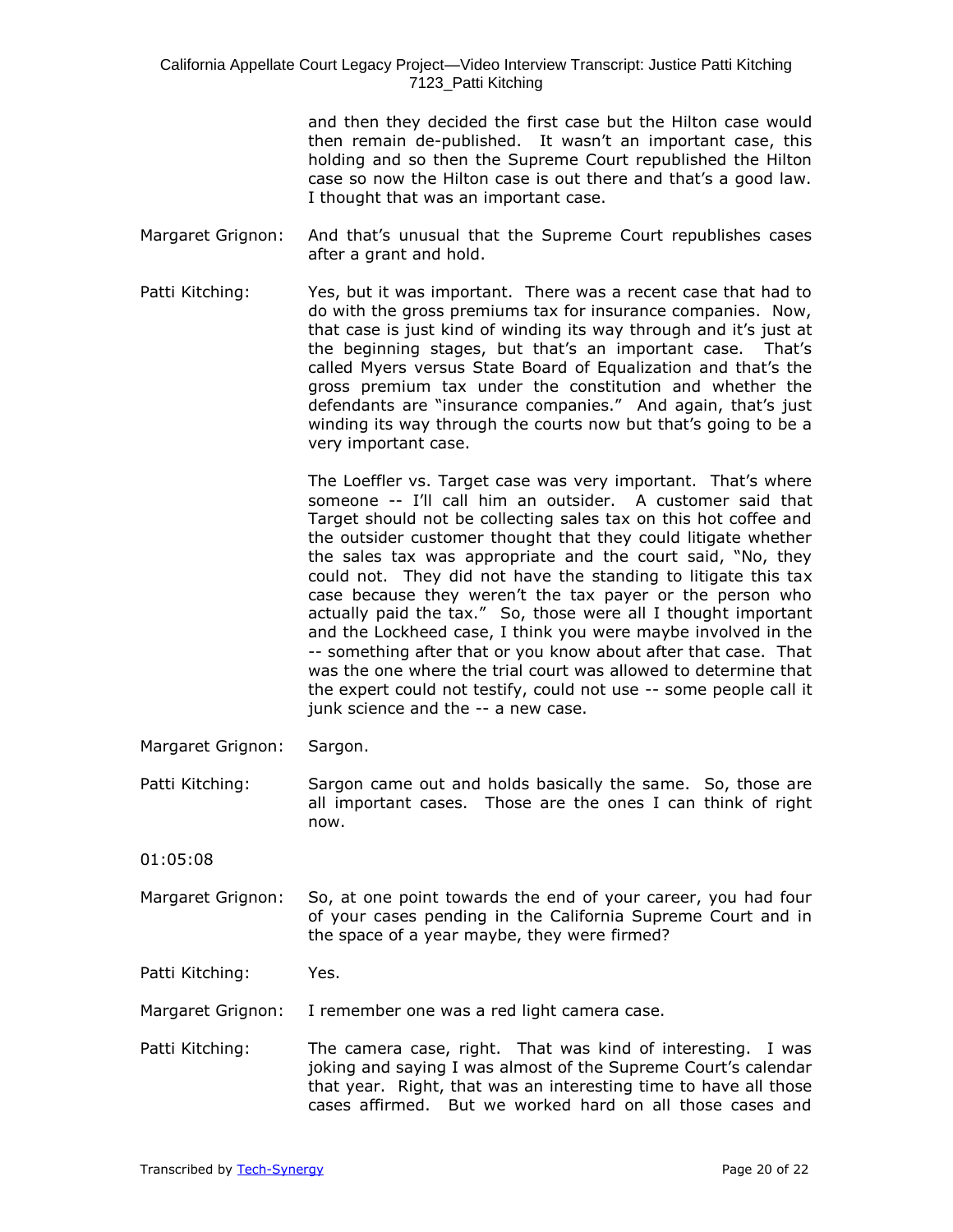and then they decided the first case but the Hilton case would then remain de-published. It wasn't an important case, this holding and so then the Supreme Court republished the Hilton case so now the Hilton case is out there and that's a good law. I thought that was an important case.

Margaret Grignon: And that's unusual that the Supreme Court republishes cases after a grant and hold.

Patti Kitching: Yes, but it was important. There was a recent case that had to do with the gross premiums tax for insurance companies. Now, that case is just kind of winding its way through and it's just at the beginning stages, but that's an important case. That's called Myers versus State Board of Equalization and that's the gross premium tax under the constitution and whether the defendants are "insurance companies." And again, that's just winding its way through the courts now but that's going to be a very important case.

The Loeffler vs. Target case was very important. That's where someone -- I'll call him an outsider. A customer said that Target should not be collecting sales tax on this hot coffee and the outsider customer thought that they could litigate whether the sales tax was appropriate and the court said, "No, they could not. They did not have the standing to litigate this tax case because they weren't the tax payer or the person who actually paid the tax." So, those were all I thought important and the Lockheed case, I think you were maybe involved in the -- something after that or you know about after that case. That was the one where the trial court was allowed to determine that the expert could not testify, could not use -- some people call it junk science and the -- a new case.

Margaret Grignon: Sargon.

Patti Kitching: Sargon came out and holds basically the same. So, those are all important cases. Those are the ones I can think of right now.

01:05:08

Margaret Grignon: So, at one point towards the end of your career, you had four of your cases pending in the California Supreme Court and in the space of a year maybe, they were firmed?

Patti Kitching: Yes.

Margaret Grignon: I remember one was a red light camera case.

Patti Kitching: The camera case, right. That was kind of interesting. I was joking and saying I was almost of the Supreme Court's calendar that year. Right, that was an interesting time to have all those cases affirmed. But we worked hard on all those cases and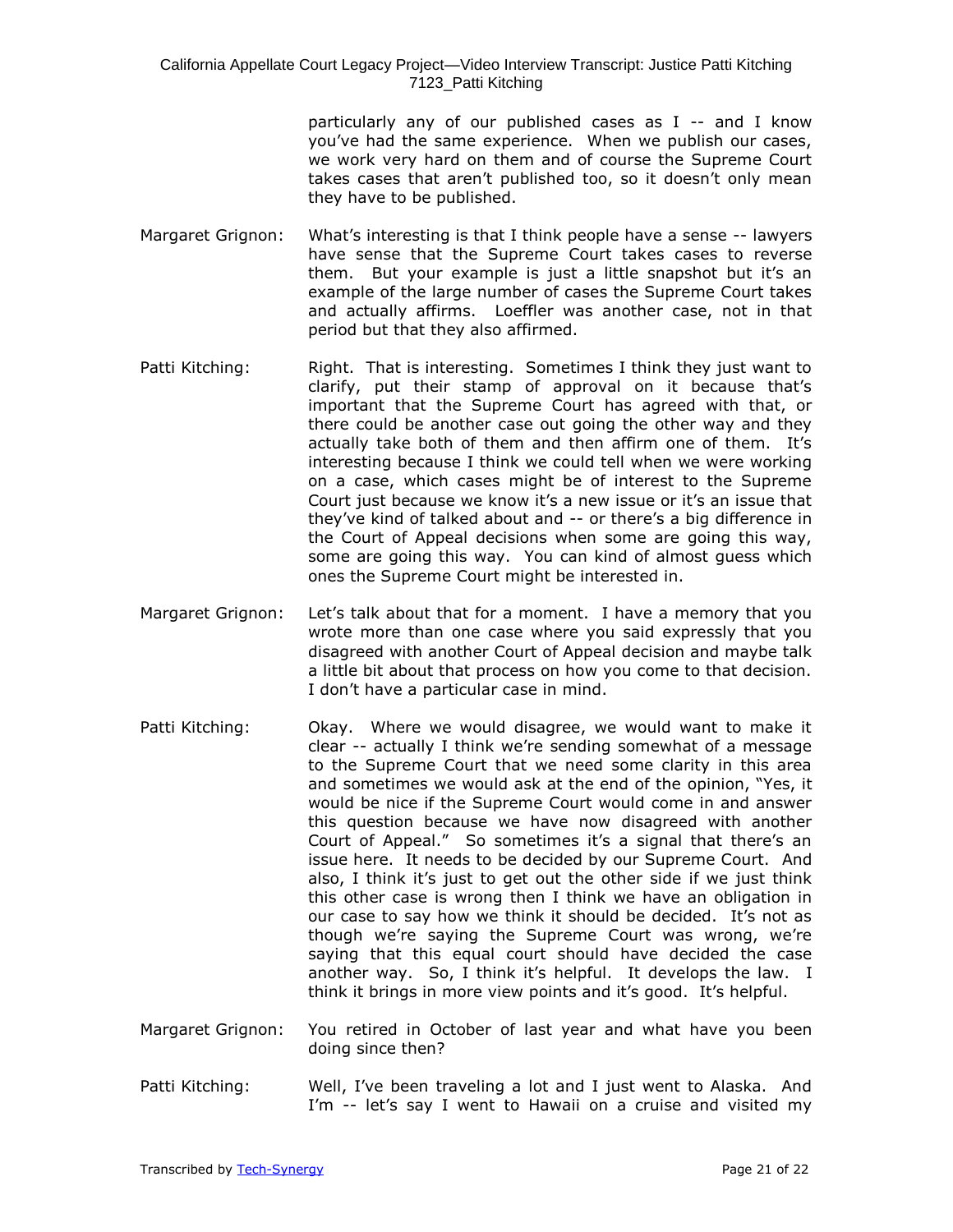particularly any of our published cases as I -- and I know you've had the same experience. When we publish our cases, we work very hard on them and of course the Supreme Court takes cases that aren't published too, so it doesn't only mean they have to be published.

Margaret Grignon: What's interesting is that I think people have a sense -- lawyers have sense that the Supreme Court takes cases to reverse them. But your example is just a little snapshot but it's an example of the large number of cases the Supreme Court takes and actually affirms. Loeffler was another case, not in that period but that they also affirmed.

Patti Kitching: Right. That is interesting. Sometimes I think they just want to clarify, put their stamp of approval on it because that's important that the Supreme Court has agreed with that, or there could be another case out going the other way and they actually take both of them and then affirm one of them. It's interesting because I think we could tell when we were working on a case, which cases might be of interest to the Supreme Court just because we know it's a new issue or it's an issue that they've kind of talked about and -- or there's a big difference in the Court of Appeal decisions when some are going this way, some are going this way. You can kind of almost guess which ones the Supreme Court might be interested in.

Margaret Grignon: Let's talk about that for a moment. I have a memory that you wrote more than one case where you said expressly that you disagreed with another Court of Appeal decision and maybe talk a little bit about that process on how you come to that decision. I don't have a particular case in mind.

Patti Kitching: Okay. Where we would disagree, we would want to make it clear -- actually I think we're sending somewhat of a message to the Supreme Court that we need some clarity in this area and sometimes we would ask at the end of the opinion, "Yes, it would be nice if the Supreme Court would come in and answer this question because we have now disagreed with another Court of Appeal." So sometimes it's a signal that there's an issue here. It needs to be decided by our Supreme Court. And also, I think it's just to get out the other side if we just think this other case is wrong then I think we have an obligation in our case to say how we think it should be decided. It's not as though we're saying the Supreme Court was wrong, we're saying that this equal court should have decided the case another way. So, I think it's helpful. It develops the law. I think it brings in more view points and it's good. It's helpful.

Margaret Grignon: You retired in October of last year and what have you been doing since then?

Patti Kitching: Well, I've been traveling a lot and I just went to Alaska. And I'm -- let's say I went to Hawaii on a cruise and visited my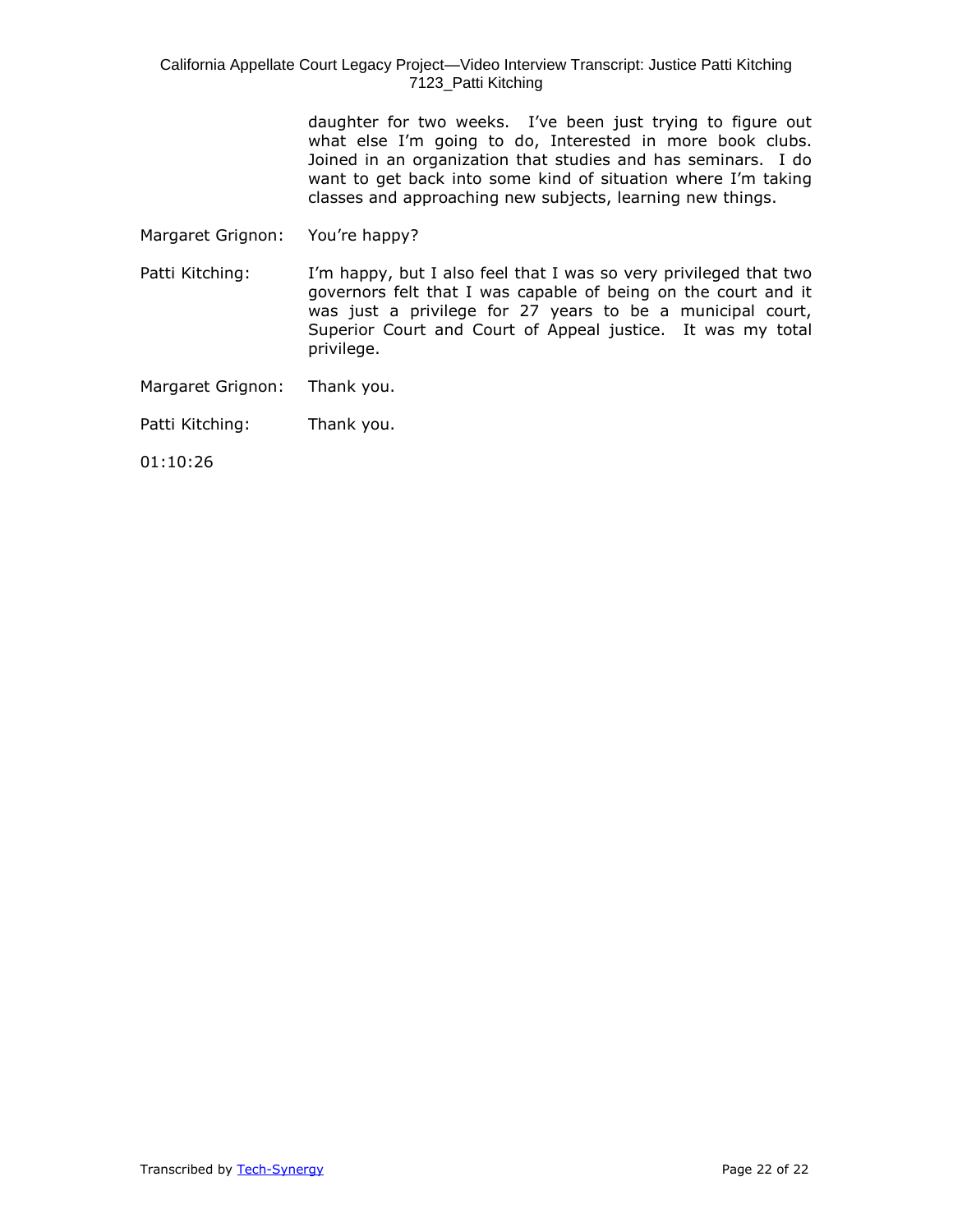daughter for two weeks. I've been just trying to figure out what else I'm going to do, Interested in more book clubs. Joined in an organization that studies and has seminars. I do want to get back into some kind of situation where I'm taking classes and approaching new subjects, learning new things.

Margaret Grignon: You're happy?

Patti Kitching: I'm happy, but I also feel that I was so very privileged that two governors felt that I was capable of being on the court and it was just a privilege for 27 years to be a municipal court, Superior Court and Court of Appeal justice. It was my total privilege.

Margaret Grignon: Thank you.

Patti Kitching: Thank you.

01:10:26